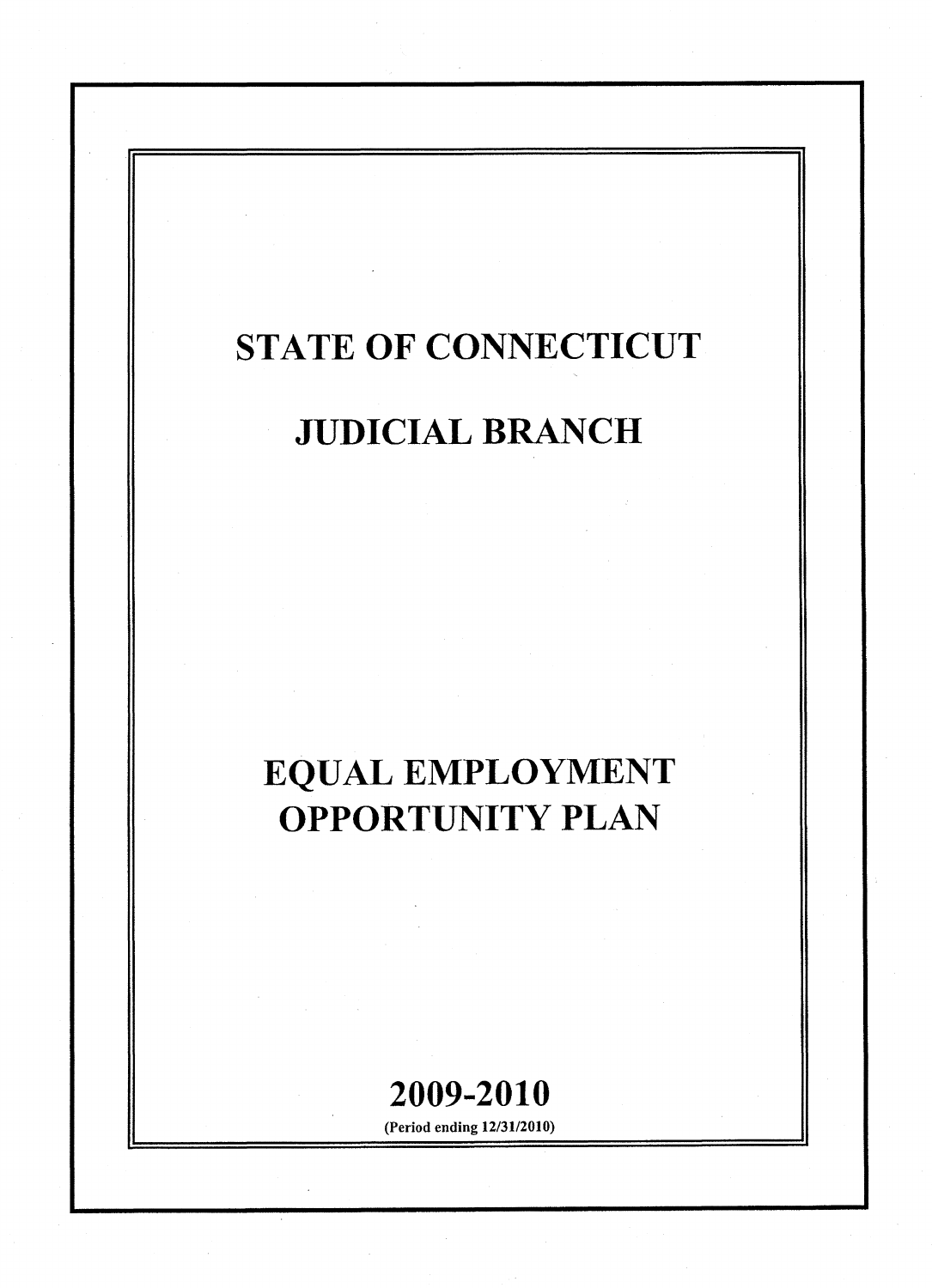# STATE OF CONNECTICUT

# JUDICIAL BRANCH

# EQUAL EMPLOYMENT OPPORTUNITY PLAN

## 2009-2010

(Period ending 12/31/2010)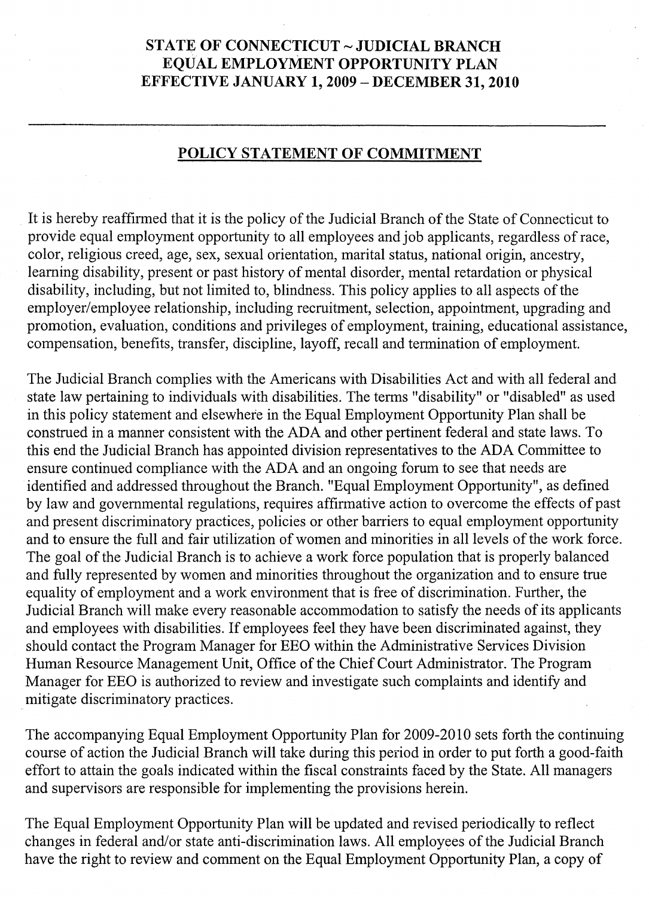# STATE OF CONNECTICUT ~ JUDICIAL BRANCH
# EQUAL EMPLOYMENT OPPORTUNITY PLAN
# EFFECTIVE JANUARY 1, 2009 – DECEMBER 31, 2010

---

## POLICY STATEMENT OF COMMITMENT

It is hereby reaffirmed that it is the policy of the Judicial Branch of the State of Connecticut to provide equal employment opportunity to all employees and job applicants, regardless of race, color, religious creed, age, sex, sexual orientation, marital status, national origin, ancestry, learning disability, present or past history of mental disorder, mental retardation or physical disability, including, but not limited to, blindness. This policy applies to all aspects of the employer/employee relationship, including recruitment, selection, appointment, upgrading and promotion, evaluation, conditions and privileges of employment, training, educational assistance, compensation, benefits, transfer, discipline, layoff, recall and termination of employment.

The Judicial Branch complies with the Americans with Disabilities Act and with all federal and state law pertaining to individuals with disabilities. The terms "disability" or "disabled" as used in this policy statement and elsewhere in the Equal Employment Opportunity Plan shall be construed in a manner consistent with the ADA and other pertinent federal and state laws. To this end the Judicial Branch has appointed division representatives to the ADA Committee to ensure continued compliance with the ADA and an ongoing forum to see that needs are identified and addressed throughout the Branch. "Equal Employment Opportunity", as defined by law and governmental regulations, requires affirmative action to overcome the effects of past and present discriminatory practices, policies or other barriers to equal employment opportunity and to ensure the full and fair utilization of women and minorities in all levels of the work force. The goal of the Judicial Branch is to achieve a work force population that is properly balanced and fully represented by women and minorities throughout the organization and to ensure true equality of employment and a work environment that is free of discrimination. Further, the Judicial Branch will make every reasonable accommodation to satisfy the needs of its applicants and employees with disabilities. If employees feel they have been discriminated against, they should contact the Program Manager for EEO within the Administrative Services Division Human Resource Management Unit, Office of the Chief Court Administrator. The Program Manager for EEO is authorized to review and investigate such complaints and identify and mitigate discriminatory practices.

The accompanying Equal Employment Opportunity Plan for 2009-2010 sets forth the continuing course of action the Judicial Branch will take during this period in order to put forth a good-faith effort to attain the goals indicated within the fiscal constraints faced by the State. All managers and supervisors are responsible for implementing the provisions herein.

The Equal Employment Opportunity Plan will be updated and revised periodically to reflect changes in federal and/or state anti-discrimination laws. All employees of the Judicial Branch have the right to review and comment on the Equal Employment Opportunity Plan, a copy of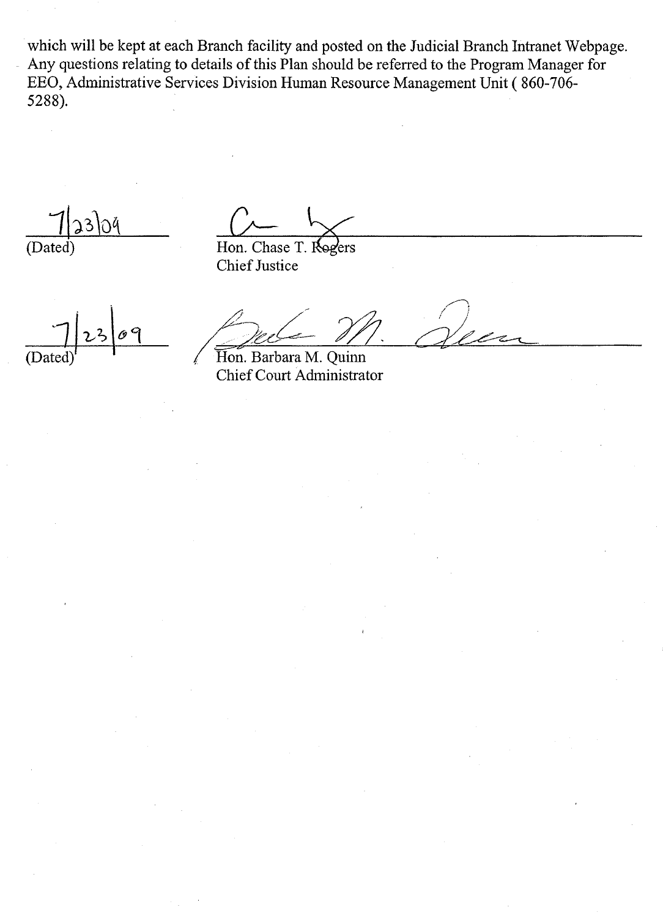which will be kept at each Branch facility and posted on the Judicial Branch Intranet Webpage. Any questions relating to details of this Plan should be referred to the Program Manager for EEO, Administrative Services Division Human Resource Management Unit ( 860-706-5288).

7/23/09
(Dated)

Hon. Chase T. Rogers
Chief Justice

7/23/09
(Dated)

Hon. Barbara M. Quinn
Chief Court Administrator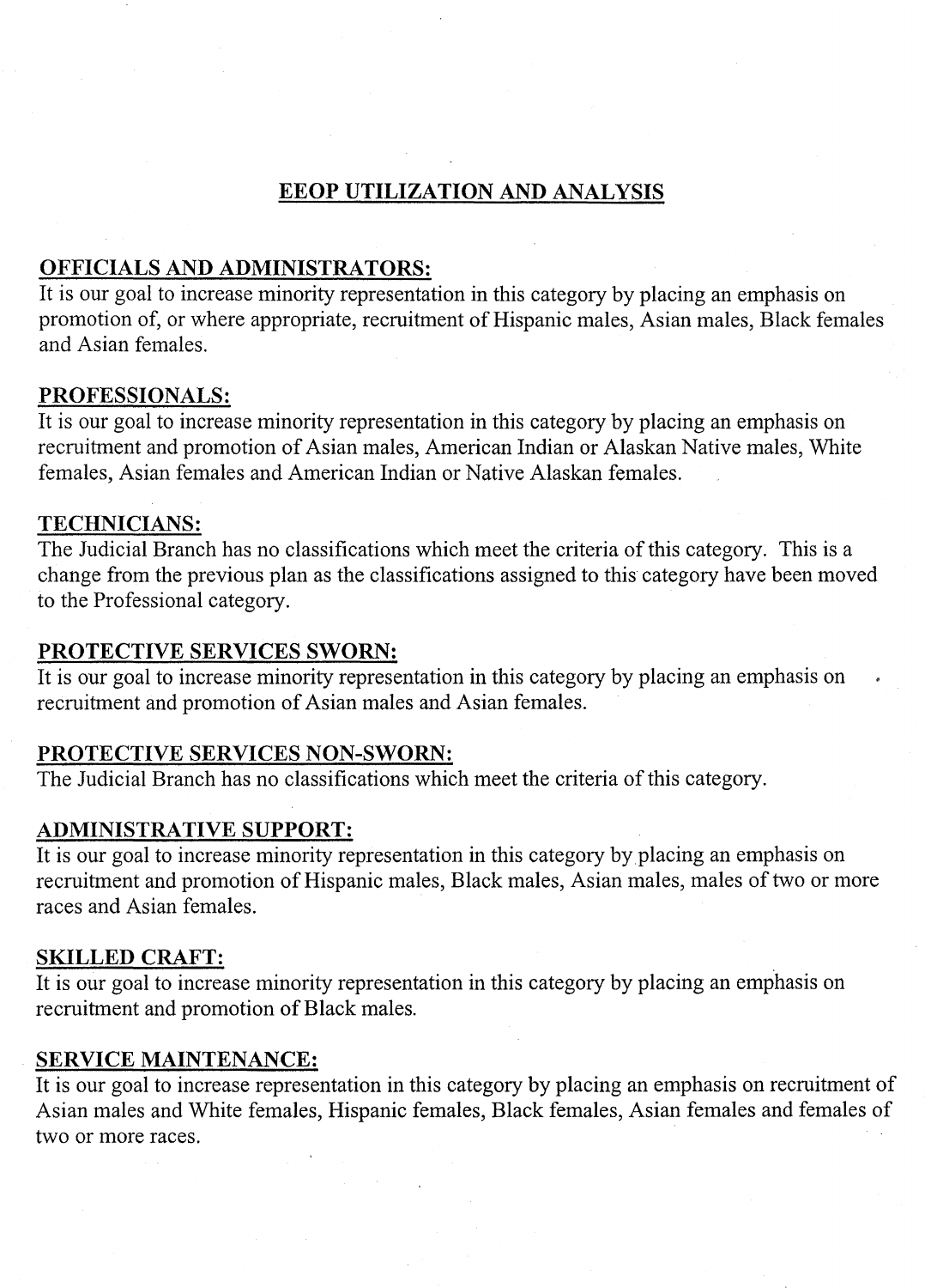# EEOP UTILIZATION AND ANALYSIS

## OFFICIALS AND ADMINISTRATORS:

It is our goal to increase minority representation in this category by placing an emphasis on promotion of, or where appropriate, recruitment of Hispanic males, Asian males, Black females and Asian females.

## PROFESSIONALS:

It is our goal to increase minority representation in this category by placing an emphasis on recruitment and promotion of Asian males, American Indian or Alaskan Native males, White females, Asian females and American Indian or Native Alaskan females.

## TECHNICIANS:

The Judicial Branch has no classifications which meet the criteria of this category. This is a change from the previous plan as the classifications assigned to this category have been moved to the Professional category.

## PROTECTIVE SERVICES SWORN:

It is our goal to increase minority representation in this category by placing an emphasis on recruitment and promotion of Asian males and Asian females.

## PROTECTIVE SERVICES NON-SWORN:

The Judicial Branch has no classifications which meet the criteria of this category.

## ADMINISTRATIVE SUPPORT:

It is our goal to increase minority representation in this category by placing an emphasis on recruitment and promotion of Hispanic males, Black males, Asian males, males of two or more races and Asian females.

## SKILLED CRAFT:

It is our goal to increase minority representation in this category by placing an emphasis on recruitment and promotion of Black males.

## SERVICE MAINTENANCE:

It is our goal to increase representation in this category by placing an emphasis on recruitment of Asian males and White females, Hispanic females, Black females, Asian females and females of two or more races.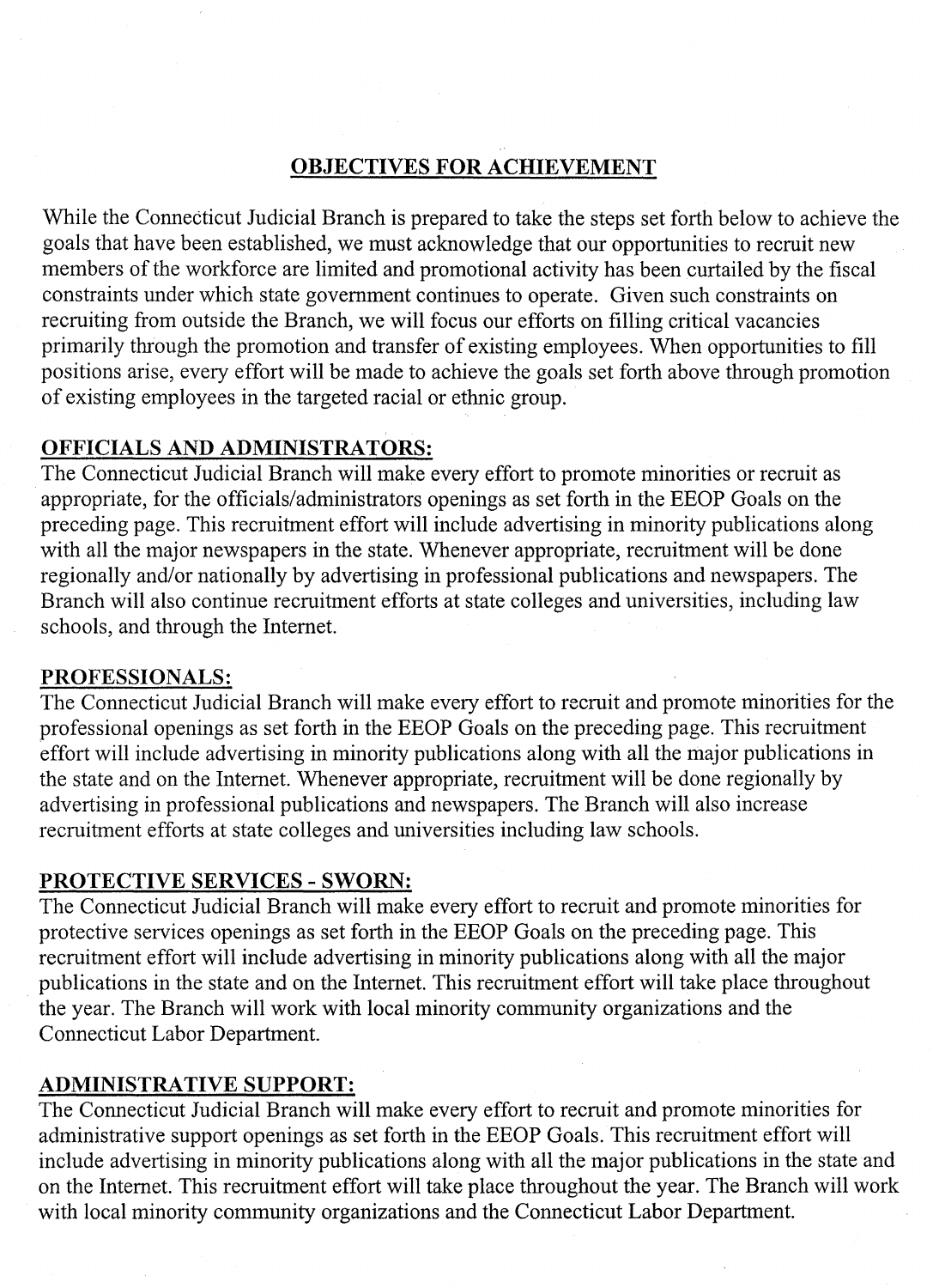## OBJECTIVES FOR ACHIEVEMENT

While the Connecticut Judicial Branch is prepared to take the steps set forth below to achieve the goals that have been established, we must acknowledge that our opportunities to recruit new members of the workforce are limited and promotional activity has been curtailed by the fiscal constraints under which state government continues to operate. Given such constraints on recruiting from outside the Branch, we will focus our efforts on filling critical vacancies primarily through the promotion and transfer of existing employees. When opportunities to fill positions arise, every effort will be made to achieve the goals set forth above through promotion of existing employees in the targeted racial or ethnic group.

### OFFICIALS AND ADMINISTRATORS:

The Connecticut Judicial Branch will make every effort to promote minorities or recruit as appropriate, for the officials/administrators openings as set forth in the EEOP Goals on the preceding page. This recruitment effort will include advertising in minority publications along with all the major newspapers in the state. Whenever appropriate, recruitment will be done regionally and/or nationally by advertising in professional publications and newspapers. The Branch will also continue recruitment efforts at state colleges and universities, including law schools, and through the Internet.

### PROFESSIONALS:

The Connecticut Judicial Branch will make every effort to recruit and promote minorities for the professional openings as set forth in the EEOP Goals on the preceding page. This recruitment effort will include advertising in minority publications along with all the major publications in the state and on the Internet. Whenever appropriate, recruitment will be done regionally by advertising in professional publications and newspapers. The Branch will also increase recruitment efforts at state colleges and universities including law schools.

### PROTECTIVE SERVICES - SWORN:

The Connecticut Judicial Branch will make every effort to recruit and promote minorities for protective services openings as set forth in the EEOP Goals on the preceding page. This recruitment effort will include advertising in minority publications along with all the major publications in the state and on the Internet. This recruitment effort will take place throughout the year. The Branch will work with local minority community organizations and the Connecticut Labor Department.

### ADMINISTRATIVE SUPPORT:

The Connecticut Judicial Branch will make every effort to recruit and promote minorities for administrative support openings as set forth in the EEOP Goals. This recruitment effort will include advertising in minority publications along with all the major publications in the state and on the Internet. This recruitment effort will take place throughout the year. The Branch will work with local minority community organizations and the Connecticut Labor Department.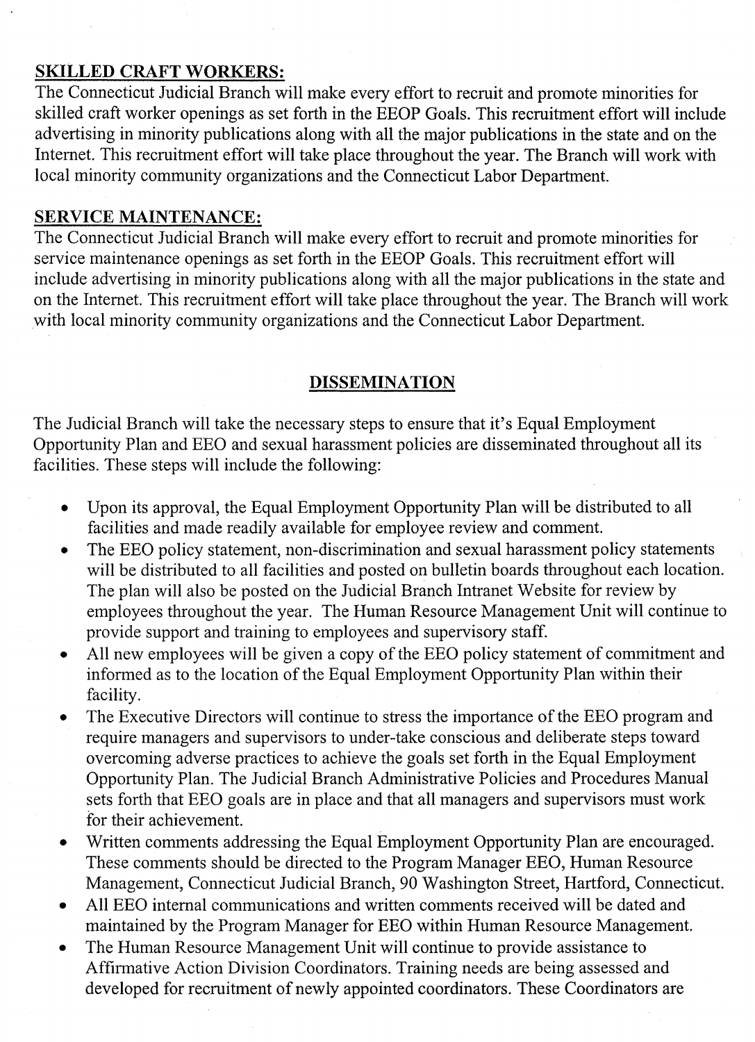**SKILLED CRAFT WORKERS:**

The Connecticut Judicial Branch will make every effort to recruit and promote minorities for skilled craft worker openings as set forth in the EEOP Goals. This recruitment effort will include advertising in minority publications along with all the major publications in the state and on the Internet. This recruitment effort will take place throughout the year. The Branch will work with local minority community organizations and the Connecticut Labor Department.

**SERVICE MAINTENANCE:**

The Connecticut Judicial Branch will make every effort to recruit and promote minorities for service maintenance openings as set forth in the EEOP Goals. This recruitment effort will include advertising in minority publications along with all the major publications in the state and on the Internet. This recruitment effort will take place throughout the year. The Branch will work with local minority community organizations and the Connecticut Labor Department.

## DISSEMINATION

The Judicial Branch will take the necessary steps to ensure that it's Equal Employment Opportunity Plan and EEO and sexual harassment policies are disseminated throughout all its facilities. These steps will include the following:

- Upon its approval, the Equal Employment Opportunity Plan will be distributed to all facilities and made readily available for employee review and comment.
- The EEO policy statement, non-discrimination and sexual harassment policy statements will be distributed to all facilities and posted on bulletin boards throughout each location. The plan will also be posted on the Judicial Branch Intranet Website for review by employees throughout the year. The Human Resource Management Unit will continue to provide support and training to employees and supervisory staff.
- All new employees will be given a copy of the EEO policy statement of commitment and informed as to the location of the Equal Employment Opportunity Plan within their facility.
- The Executive Directors will continue to stress the importance of the EEO program and require managers and supervisors to under-take conscious and deliberate steps toward overcoming adverse practices to achieve the goals set forth in the Equal Employment Opportunity Plan. The Judicial Branch Administrative Policies and Procedures Manual sets forth that EEO goals are in place and that all managers and supervisors must work for their achievement.
- Written comments addressing the Equal Employment Opportunity Plan are encouraged. These comments should be directed to the Program Manager EEO, Human Resource Management, Connecticut Judicial Branch, 90 Washington Street, Hartford, Connecticut.
- All EEO internal communications and written comments received will be dated and maintained by the Program Manager for EEO within Human Resource Management.
- The Human Resource Management Unit will continue to provide assistance to Affirmative Action Division Coordinators. Training needs are being assessed and developed for recruitment of newly appointed coordinators. These Coordinators are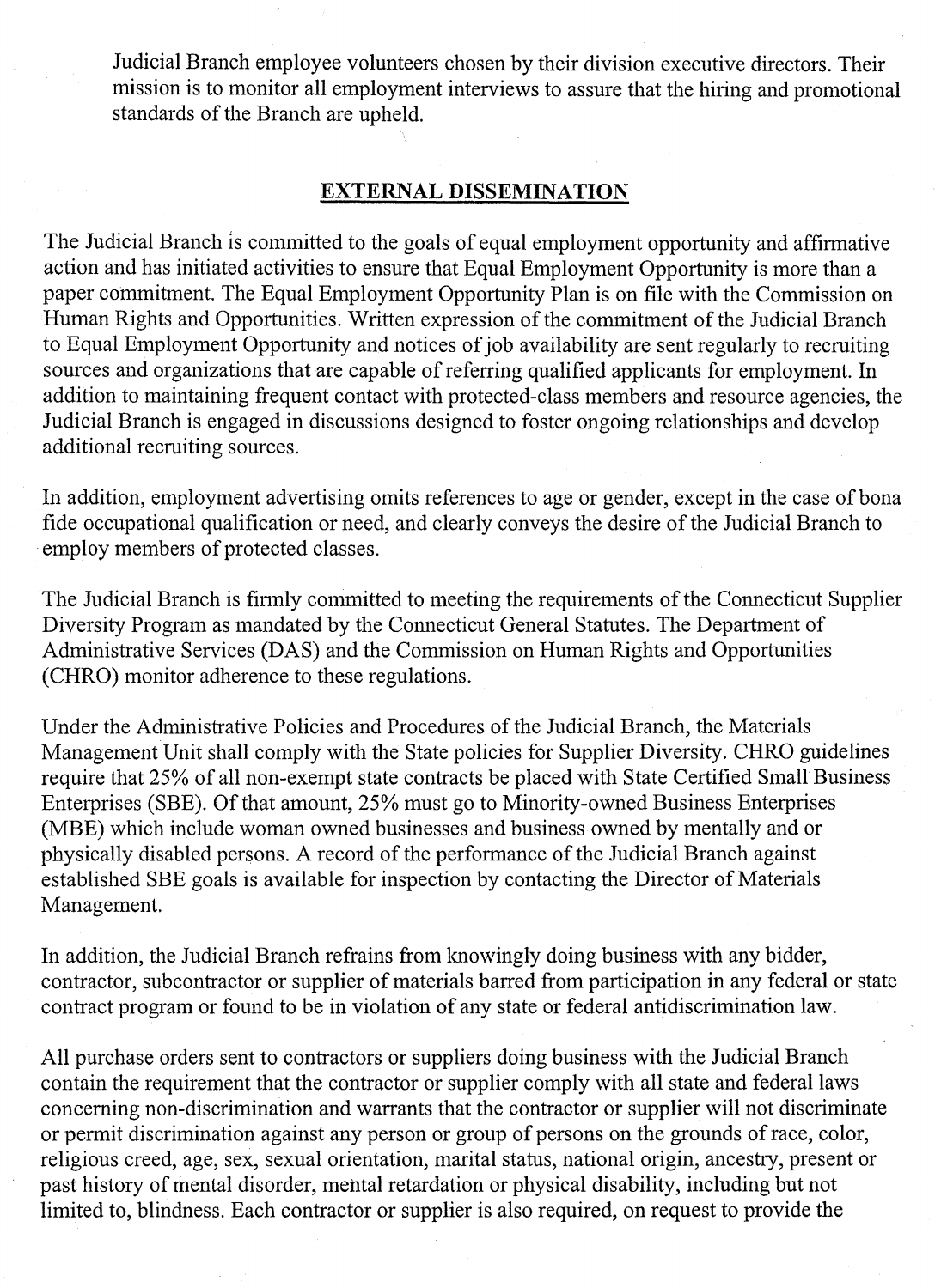Judicial Branch employee volunteers chosen by their division executive directors. Their mission is to monitor all employment interviews to assure that the hiring and promotional standards of the Branch are upheld.

## EXTERNAL DISSEMINATION

The Judicial Branch is committed to the goals of equal employment opportunity and affirmative action and has initiated activities to ensure that Equal Employment Opportunity is more than a paper commitment. The Equal Employment Opportunity Plan is on file with the Commission on Human Rights and Opportunities. Written expression of the commitment of the Judicial Branch to Equal Employment Opportunity and notices of job availability are sent regularly to recruiting sources and organizations that are capable of referring qualified applicants for employment. In addition to maintaining frequent contact with protected-class members and resource agencies, the Judicial Branch is engaged in discussions designed to foster ongoing relationships and develop additional recruiting sources.

In addition, employment advertising omits references to age or gender, except in the case of bona fide occupational qualification or need, and clearly conveys the desire of the Judicial Branch to employ members of protected classes.

The Judicial Branch is firmly committed to meeting the requirements of the Connecticut Supplier Diversity Program as mandated by the Connecticut General Statutes. The Department of Administrative Services (DAS) and the Commission on Human Rights and Opportunities (CHRO) monitor adherence to these regulations.

Under the Administrative Policies and Procedures of the Judicial Branch, the Materials Management Unit shall comply with the State policies for Supplier Diversity. CHRO guidelines require that 25% of all non-exempt state contracts be placed with State Certified Small Business Enterprises (SBE). Of that amount, 25% must go to Minority-owned Business Enterprises (MBE) which include woman owned businesses and business owned by mentally and or physically disabled persons. A record of the performance of the Judicial Branch against established SBE goals is available for inspection by contacting the Director of Materials Management.

In addition, the Judicial Branch refrains from knowingly doing business with any bidder, contractor, subcontractor or supplier of materials barred from participation in any federal or state contract program or found to be in violation of any state or federal antidiscrimination law.

All purchase orders sent to contractors or suppliers doing business with the Judicial Branch contain the requirement that the contractor or supplier comply with all state and federal laws concerning non-discrimination and warrants that the contractor or supplier will not discriminate or permit discrimination against any person or group of persons on the grounds of race, color, religious creed, age, sex, sexual orientation, marital status, national origin, ancestry, present or past history of mental disorder, mental retardation or physical disability, including but not limited to, blindness. Each contractor or supplier is also required, on request to provide the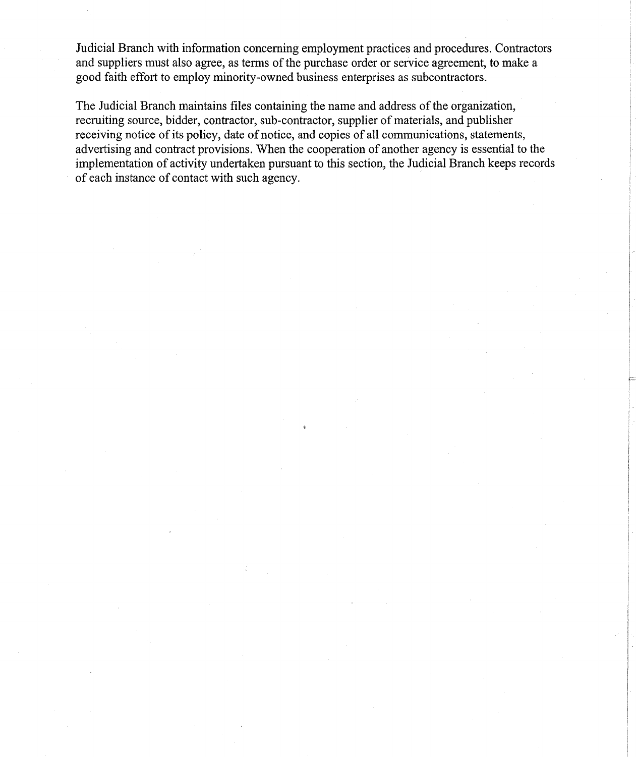Judicial Branch with information concerning employment practices and procedures. Contractors and suppliers must also agree, as terms of the purchase order or service agreement, to make a good faith effort to employ minority-owned business enterprises as subcontractors.

The Judicial Branch maintains files containing the name and address of the organization, recruiting source, bidder, contractor, sub-contractor, supplier of materials, and publisher receiving notice of its policy, date of notice, and copies of all communications, statements, advertising and contract provisions. When the cooperation of another agency is essential to the implementation of activity undertaken pursuant to this section, the Judicial Branch keeps records of each instance of contact with such agency.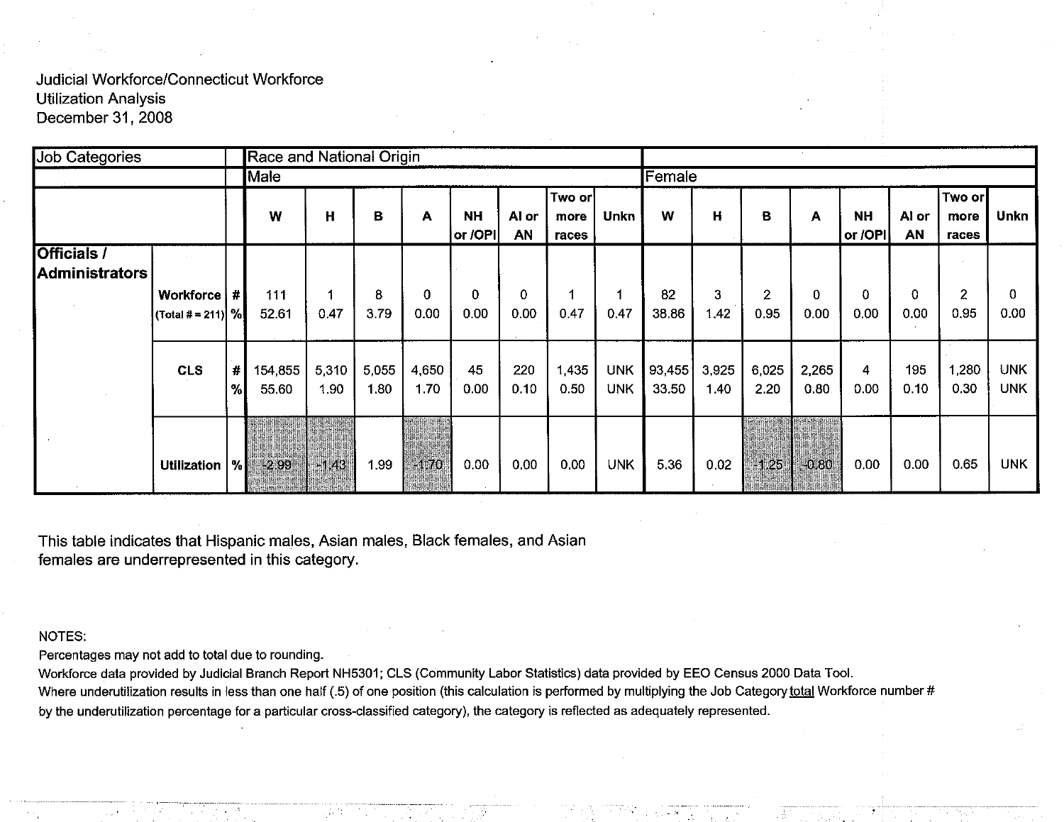Judicial Workforce/Connecticut Workforce
Utilization Analysis
December 31, 2008

| Job Categories | | | Race and National Origin | | | | | | | | | | | | | | | |
|---|---|---|---|---|---|---|---|---|---|---|---|---|---|---|---|---|---|---|
| | | | Male | | | | | | | | Female | | | | | | | |
| | | | W | H | B | A | NH or /OPI | AI or AN | Two or more races | Unkn | W | H | B | A | NH or /OPI | AI or AN | Two or more races | Unkn |
| Officials / Administrators | Workforce (Total # = 211) | # | 111 | 1 | 8 | 0 | 0 | 0 | 1 | 1 | 82 | 3 | 2 | 0 | 0 | 0 | 2 | 0 |
| | | % | 52.61 | 0.47 | 3.79 | 0.00 | 0.00 | 0.00 | 0.47 | 0.47 | 38.86 | 1.42 | 0.95 | 0.00 | 0.00 | 0.00 | 0.95 | 0.00 |
| | CLS | # | 154,855 | 5,310 | 5,055 | 4,650 | 45 | 220 | 1,435 | UNK | 93,455 | 3,925 | 6,025 | 2,265 | 4 | 195 | 1,280 | UNK |
| | | % | 55.60 | 1.90 | 1.80 | 1.70 | 0.00 | 0.10 | 0.50 | UNK | 33.50 | 1.40 | 2.20 | 0.80 | 0.00 | 0.10 | 0.30 | UNK |
| | Utilization | % | -2.99 | -1.43 | 1.99 | -1.70 | 0.00 | 0.00 | 0.00 | UNK | 5.36 | 0.02 | -1.25 | -0.80 | 0.00 | 0.00 | 0.65 | UNK |

This table indicates that Hispanic males, Asian males, Black females, and Asian females are underrepresented in this category.

NOTES:
Percentages may not add to total due to rounding.
Workforce data provided by Judicial Branch Report NH5301; CLS (Community Labor Statistics) data provided by EEO Census 2000 Data Tool.
Where underutilization results in less than one half (.5) of one position (this calculation is performed by multiplying the Job Category total Workforce number # by the underutilization percentage for a particular cross-classified category), the category is reflected as adequately represented.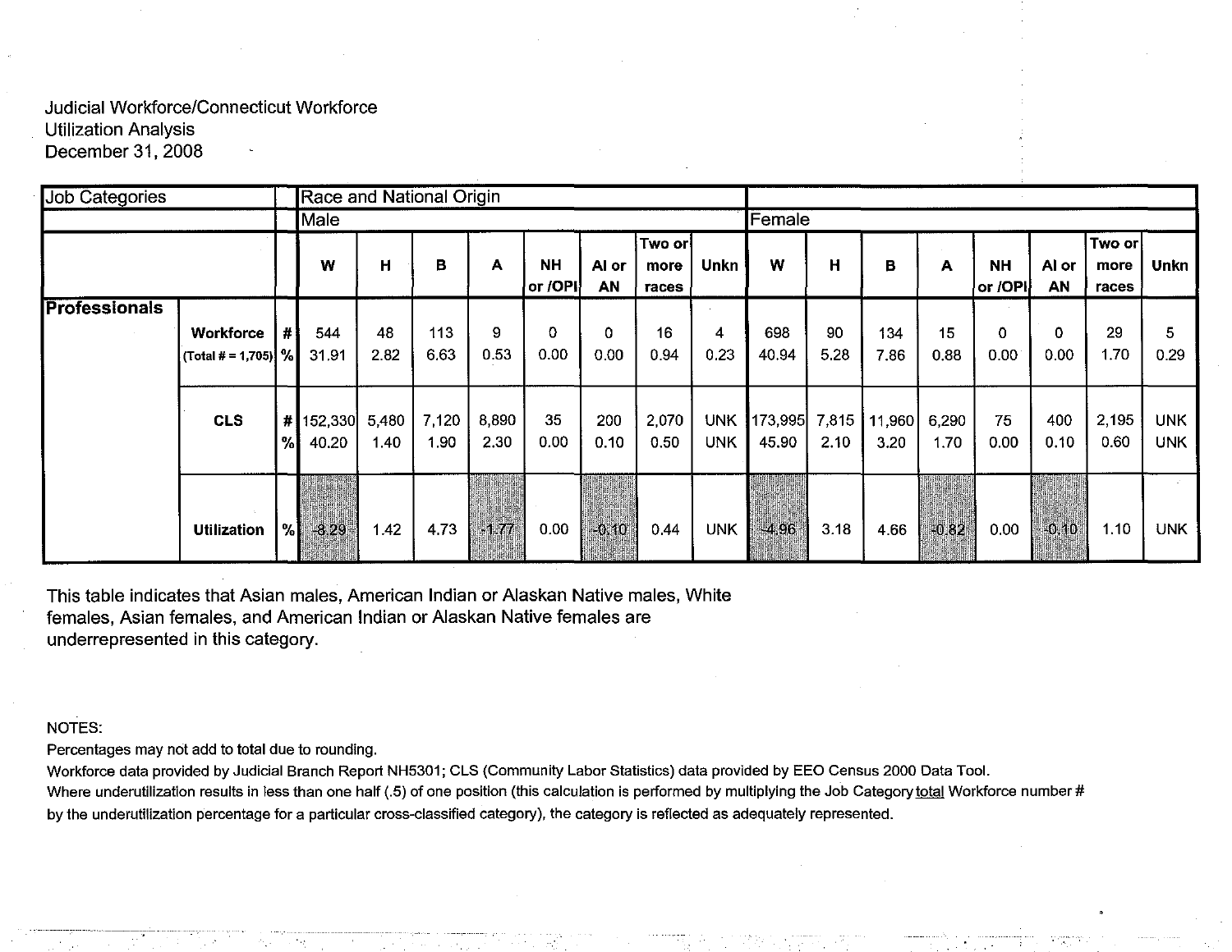Judicial Workforce/Connecticut Workforce
Utilization Analysis
December 31, 2008

| Job Categories | | | Race and National Origin | | | | | | | | | | | | | | | |
|---|---|---|---|---|---|---|---|---|---|---|---|---|---|---|---|---|---|---|
| | | | Male | | | | | | | | Female | | | | | | | |
| | | | W | H | B | A | NH or /OPI | AI or AN | Two or more races | Unkn | W | H | B | A | NH or /OPI | AI or AN | Two or more races | Unkn |
| **Professionals** | **Workforce** | # | 544 | 48 | 113 | 9 | 0 | 0 | 16 | 4 | 698 | 90 | 134 | 15 | 0 | 0 | 29 | 5 |
| | (Total # = 1,705) | % | 31.91 | 2.82 | 6.63 | 0.53 | 0.00 | 0.00 | 0.94 | 0.23 | 40.94 | 5.28 | 7.86 | 0.88 | 0.00 | 0.00 | 1.70 | 0.29 |
| | **CLS** | # | 152,330 | 5,480 | 7,120 | 8,890 | 35 | 200 | 2,070 | UNK | 173,995 | 7,815 | 11,960 | 6,290 | 75 | 400 | 2,195 | UNK |
| | | % | 40.20 | 1.40 | 1.90 | 2.30 | 0.00 | 0.10 | 0.50 | UNK | 45.90 | 2.10 | 3.20 | 1.70 | 0.00 | 0.10 | 0.60 | UNK |
| | **Utilization** | % | -8.29 | 1.42 | 4.73 | -1.77 | 0.00 | -0.10 | 0.44 | UNK | -4.96 | 3.18 | 4.66 | -0.82 | 0.00 | -0.10 | 1.10 | UNK |

This table indicates that Asian males, American Indian or Alaskan Native males, White females, Asian females, and American Indian or Alaskan Native females are underrepresented in this category.

NOTES:
Percentages may not add to total due to rounding.
Workforce data provided by Judicial Branch Report NH5301; CLS (Community Labor Statistics) data provided by EEO Census 2000 Data Tool.
Where underutilization results in less than one half (.5) of one position (this calculation is performed by multiplying the Job Category total Workforce number # by the underutilization percentage for a particular cross-classified category), the category is reflected as adequately represented.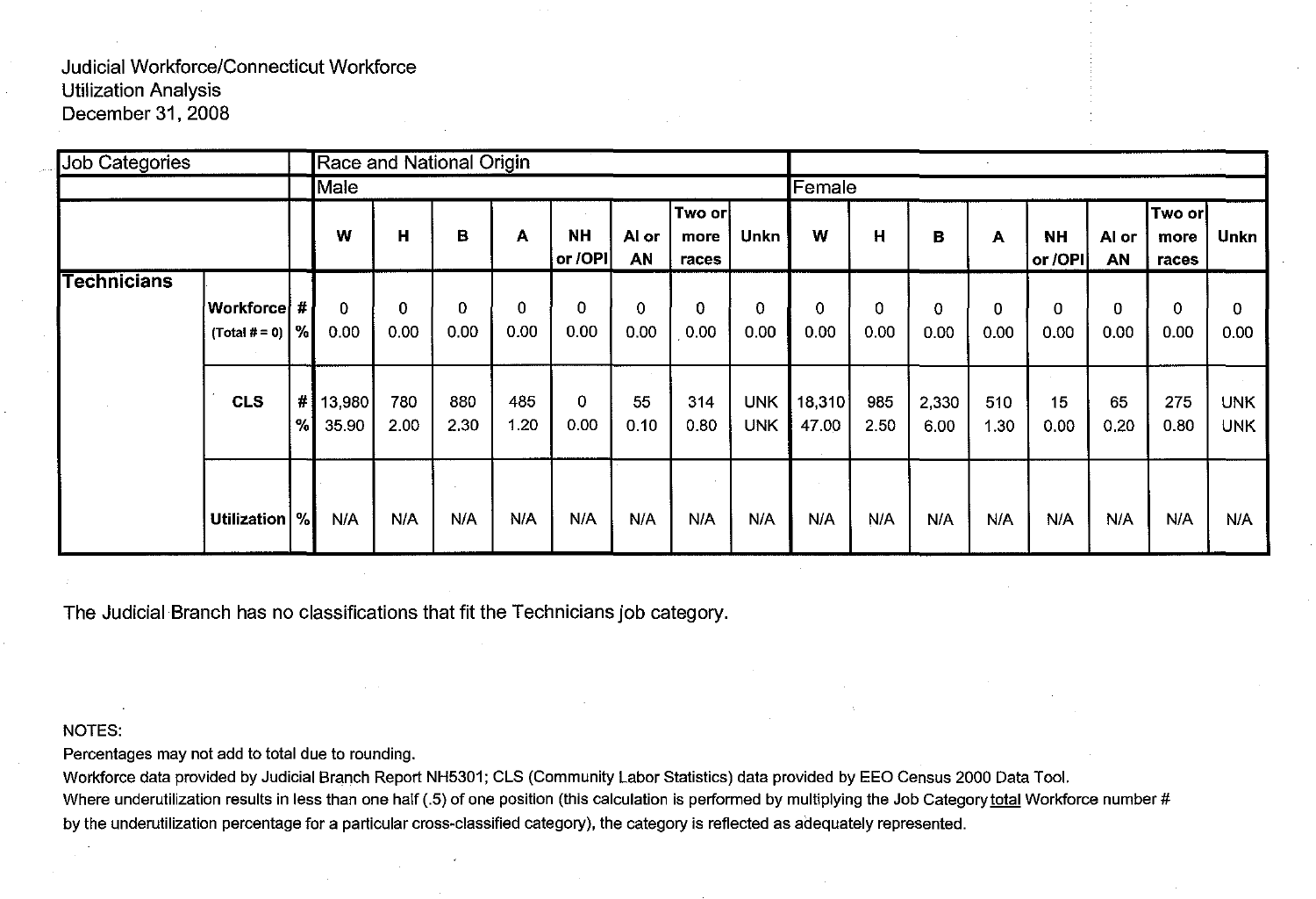Judicial Workforce/Connecticut Workforce
Utilization Analysis
December 31, 2008

| Job Categories | | | Race and National Origin | | | | | | | | | | | | | | | |
|---|---|---|---|---|---|---|---|---|---|---|---|---|---|---|---|---|---|---|
| | | | Male | | | | | | | | Female | | | | | | | |
| | | | W | H | B | A | NH or /OPI | AI or AN | Two or more races | Unkn | W | H | B | A | NH or /OPI | AI or AN | Two or more races | Unkn |
| **Technicians** | **Workforce** (Total # = 0) | # | 0 | 0 | 0 | 0 | 0 | 0 | 0 | 0 | 0 | 0 | 0 | 0 | 0 | 0 | 0 | 0 |
| | | % | 0.00 | 0.00 | 0.00 | 0.00 | 0.00 | 0.00 | 0.00 | 0.00 | 0.00 | 0.00 | 0.00 | 0.00 | 0.00 | 0.00 | 0.00 | 0.00 |
| | **CLS** | # | 13,980 | 780 | 880 | 485 | 0 | 55 | 314 | UNK | 18,310 | 985 | 2,330 | 510 | 15 | 65 | 275 | UNK |
| | | % | 35.90 | 2.00 | 2.30 | 1.20 | 0.00 | 0.10 | 0.80 | UNK | 47.00 | 2.50 | 6.00 | 1.30 | 0.00 | 0.20 | 0.80 | UNK |
| | **Utilization** | % | N/A | N/A | N/A | N/A | N/A | N/A | N/A | N/A | N/A | N/A | N/A | N/A | N/A | N/A | N/A | N/A |

The Judicial Branch has no classifications that fit the Technicians job category.

NOTES:
Percentages may not add to total due to rounding.
Workforce data provided by Judicial Branch Report NH5301; CLS (Community Labor Statistics) data provided by EEO Census 2000 Data Tool.
Where underutilization results in less than one half (.5) of one position (this calculation is performed by multiplying the Job Category total Workforce number # by the underutilization percentage for a particular cross-classified category), the category is reflected as adequately represented.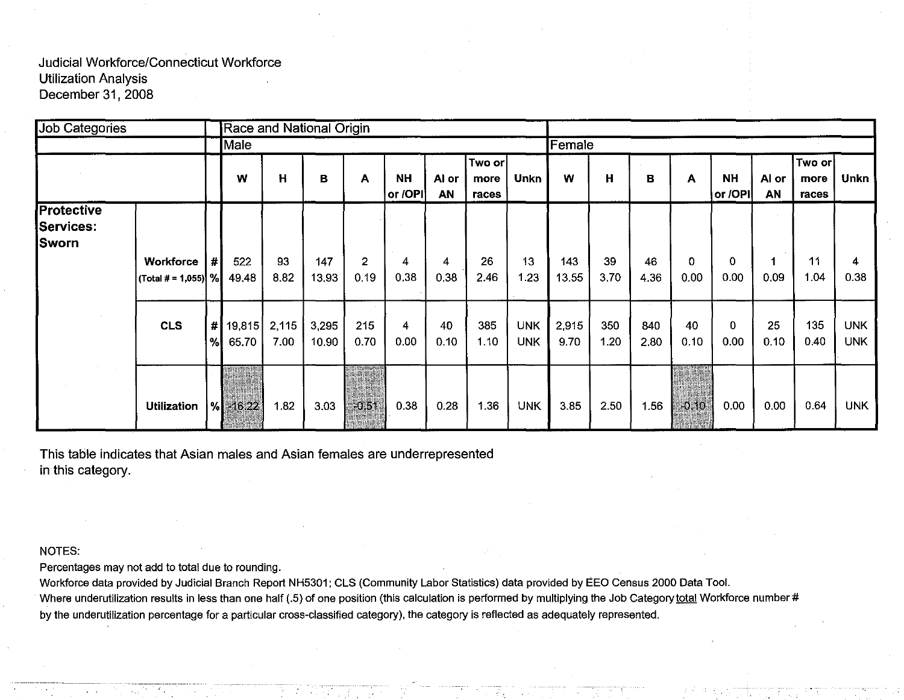Judicial Workforce/Connecticut Workforce
Utilization Analysis
December 31, 2008

| Job Categories | | | Race and National Origin | | | | | | | | | | | | | | | |
|---|---|---|---|---|---|---|---|---|---|---|---|---|---|---|---|---|---|---|
| | | | Male | | | | | | | | Female | | | | | | | |
| | | | W | H | B | A | NH or /OPI | AI or AN | Two or more races | Unkn | W | H | B | A | NH or /OPI | AI or AN | Two or more races | Unkn |
| Protective Services: Sworn | Workforce (Total # = 1,055) | # | 522 | 93 | 147 | 2 | 4 | 4 | 26 | 13 | 143 | 39 | 46 | 0 | 0 | 1 | 11 | 4 |
| | | % | 49.48 | 8.82 | 13.93 | 0.19 | 0.38 | 0.38 | 2.46 | 1.23 | 13.55 | 3.70 | 4.36 | 0.00 | 0.00 | 0.09 | 1.04 | 0.38 |
| | CLS | # | 19,815 | 2,115 | 3,295 | 215 | 4 | 40 | 385 | UNK | 2,915 | 350 | 840 | 40 | 0 | 25 | 135 | UNK |
| | | % | 65.70 | 7.00 | 10.90 | 0.70 | 0.00 | 0.10 | 1.10 | UNK | 9.70 | 1.20 | 2.80 | 0.10 | 0.00 | 0.10 | 0.40 | UNK |
| | Utilization | % | -16.22 | 1.82 | 3.03 | -0.51 | 0.38 | 0.28 | 1.36 | UNK | 3.85 | 2.50 | 1.56 | -0.10 | 0.00 | 0.00 | 0.64 | UNK |

This table indicates that Asian males and Asian females are underrepresented in this category.

NOTES:
Percentages may not add to total due to rounding.
Workforce data provided by Judicial Branch Report NH5301; CLS (Community Labor Statistics) data provided by EEO Census 2000 Data Tool.
Where underutilization results in less than one half (.5) of one position (this calculation is performed by multiplying the Job Category total Workforce number # by the underutilization percentage for a particular cross-classified category), the category is reflected as adequately represented.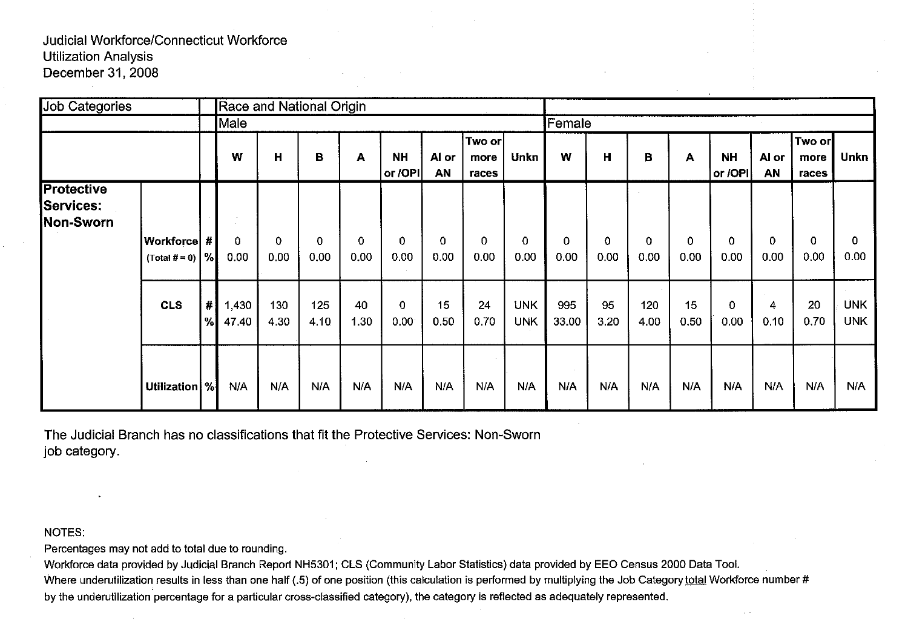Judicial Workforce/Connecticut Workforce
Utilization Analysis
December 31, 2008

| Job Categories | | | Race and National Origin | | | | | | | | | | | | | | | |
|---|---|---|---|---|---|---|---|---|---|---|---|---|---|---|---|---|---|---|
| | | | Male | | | | | | | | Female | | | | | | | |
| | | | W | H | B | A | NH or /OPI | AI or AN | Two or more races | Unkn | W | H | B | A | NH or /OPI | AI or AN | Two or more races | Unkn |
| **Protective Services: Non-Sworn** | **Workforce** (Total # = 0) | # | 0 | 0 | 0 | 0 | 0 | 0 | 0 | 0 | 0 | 0 | 0 | 0 | 0 | 0 | 0 | 0 |
| | | % | 0.00 | 0.00 | 0.00 | 0.00 | 0.00 | 0.00 | 0.00 | 0.00 | 0.00 | 0.00 | 0.00 | 0.00 | 0.00 | 0.00 | 0.00 | 0.00 |
| | **CLS** | # | 1,430 | 130 | 125 | 40 | 0 | 15 | 24 | UNK | 995 | 95 | 120 | 15 | 0 | 4 | 20 | UNK |
| | | % | 47.40 | 4.30 | 4.10 | 1.30 | 0.00 | 0.50 | 0.70 | UNK | 33.00 | 3.20 | 4.00 | 0.50 | 0.00 | 0.10 | 0.70 | UNK |
| | **Utilization** | % | N/A | N/A | N/A | N/A | N/A | N/A | N/A | N/A | N/A | N/A | N/A | N/A | N/A | N/A | N/A | N/A |

The Judicial Branch has no classifications that fit the Protective Services: Non-Sworn job category.

NOTES:
Percentages may not add to total due to rounding.
Workforce data provided by Judicial Branch Report NH5301; CLS (Community Labor Statistics) data provided by EEO Census 2000 Data Tool.
Where underutilization results in less than one half (.5) of one position (this calculation is performed by multiplying the Job Category total Workforce number # by the underutilization percentage for a particular cross-classified category), the category is reflected as adequately represented.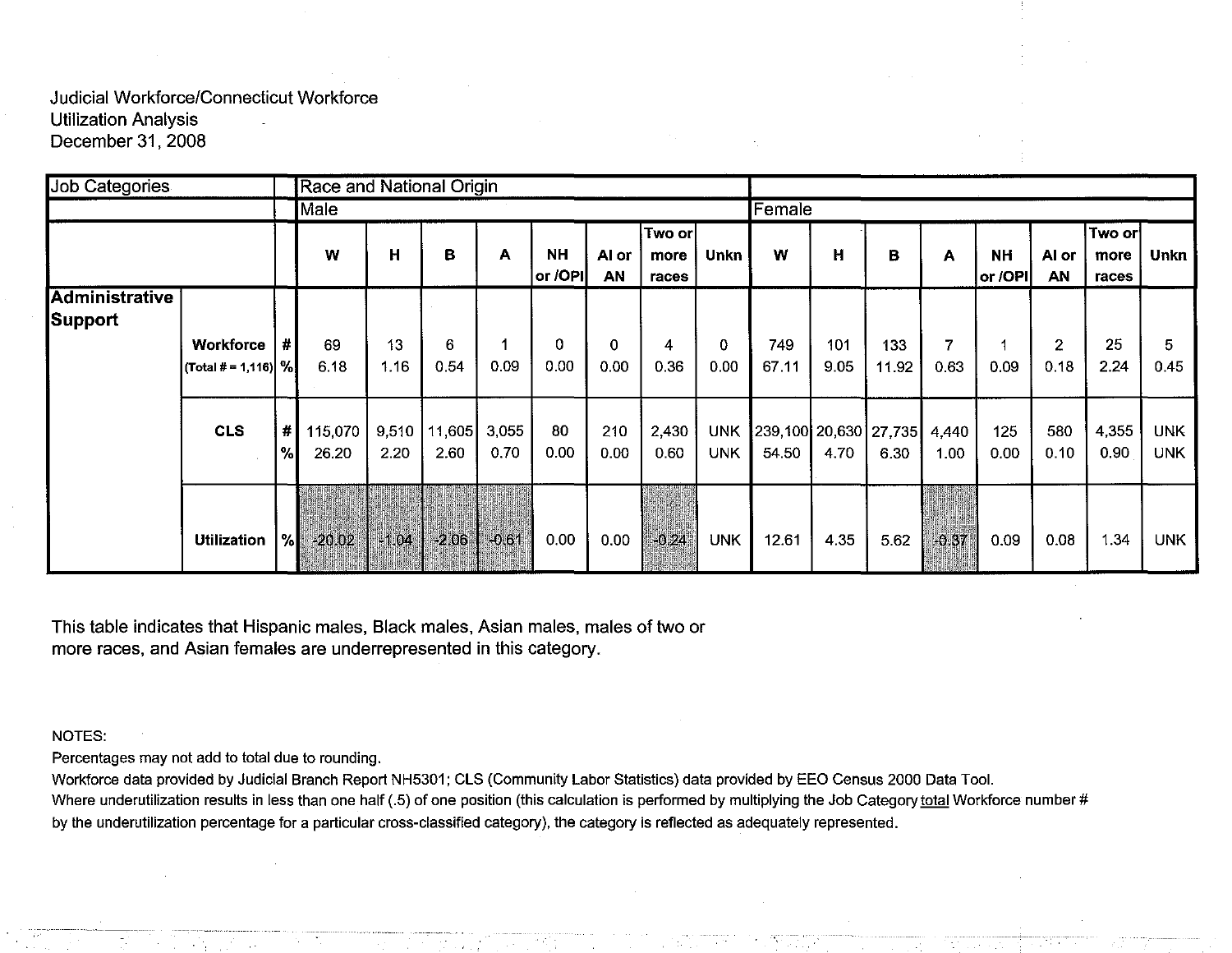Judicial Workforce/Connecticut Workforce
Utilization Analysis
December 31, 2008

| Job Categories | | | Race and National Origin | | | | | | | | | | | | | | | |
|---|---|---|---|---|---|---|---|---|---|---|---|---|---|---|---|---|---|---|
| | | | Male | | | | | | | | Female | | | | | | | |
| | | | W | H | B | A | NH or /OPI | AI or AN | Two or more races | Unkn | W | H | B | A | NH or /OPI | AI or AN | Two or more races | Unkn |
| **Administrative Support** | | | | | | | | | | | | | | | | | | |
| | **Workforce** (Total # = 1,116) | # | 69 | 13 | 6 | 1 | 0 | 0 | 4 | 0 | 749 | 101 | 133 | 7 | 1 | 2 | 25 | 5 |
| | | % | 6.18 | 1.16 | 0.54 | 0.09 | 0.00 | 0.00 | 0.36 | 0.00 | 67.11 | 9.05 | 11.92 | 0.63 | 0.09 | 0.18 | 2.24 | 0.45 |
| | **CLS** | # | 115,070 | 9,510 | 11,605 | 3,055 | 80 | 210 | 2,430 | UNK | 239,100 | 20,630 | 27,735 | 4,440 | 125 | 580 | 4,355 | UNK |
| | | % | 26.20 | 2.20 | 2.60 | 0.70 | 0.00 | 0.00 | 0.60 | UNK | 54.50 | 4.70 | 6.30 | 1.00 | 0.00 | 0.10 | 0.90 | UNK |
| | **Utilization** | % | -20.02 | -1.04 | -2.06 | -0.61 | 0.00 | 0.00 | -0.24 | UNK | 12.61 | 4.35 | 5.62 | -0.37 | 0.09 | 0.08 | 1.34 | UNK |

This table indicates that Hispanic males, Black males, Asian males, males of two or more races, and Asian females are underrepresented in this category.

NOTES:
Percentages may not add to total due to rounding.
Workforce data provided by Judicial Branch Report NH5301; CLS (Community Labor Statistics) data provided by EEO Census 2000 Data Tool.
Where underutilization results in less than one half (.5) of one position (this calculation is performed by multiplying the Job Category total Workforce number # by the underutilization percentage for a particular cross-classified category), the category is reflected as adequately represented.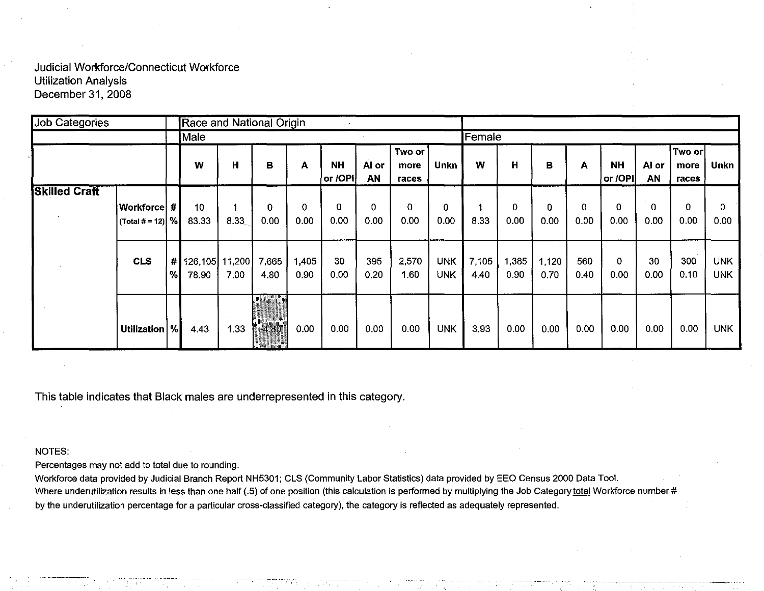Judicial Workforce/Connecticut Workforce
Utilization Analysis
December 31, 2008

| Job Categories | | | Race and National Origin | | | | | | | | | | | | | | | |
|---|---|---|---|---|---|---|---|---|---|---|---|---|---|---|---|---|---|---|
| | | | Male | | | | | | | | Female | | | | | | | |
| | | | W | H | B | A | NH or /OPI | AI or AN | Two or more races | Unkn | W | H | B | A | NH or /OPI | AI or AN | Two or more races | Unkn |
| **Skilled Craft** | | | | | | | | | | | | | | | | | | |
| | **Workforce** (Total # = 12) | # | 10 | 1 | 0 | 0 | 0 | 0 | 0 | 0 | 1 | 0 | 0 | 0 | 0 | 0 | 0 | 0 |
| | | % | 83.33 | 8.33 | 0.00 | 0.00 | 0.00 | 0.00 | 0.00 | 0.00 | 8.33 | 0.00 | 0.00 | 0.00 | 0.00 | 0.00 | 0.00 | 0.00 |
| | **CLS** | # | 126,105 | 11,200 | 7,665 | 1,405 | 30 | 395 | 2,570 | UNK | 7,105 | 1,385 | 1,120 | 560 | 0 | 30 | 300 | UNK |
| | | % | 78.90 | 7.00 | 4.80 | 0.90 | 0.00 | 0.20 | 1.60 | UNK | 4.40 | 0.90 | 0.70 | 0.40 | 0.00 | 0.00 | 0.10 | UNK |
| | **Utilization** | % | 4.43 | 1.33 | -4.80 | 0.00 | 0.00 | 0.00 | 0.00 | UNK | 3.93 | 0.00 | 0.00 | 0.00 | 0.00 | 0.00 | 0.00 | UNK |

This table indicates that Black males are underrepresented in this category.

NOTES:
Percentages may not add to total due to rounding.
Workforce data provided by Judicial Branch Report NH5301; CLS (Community Labor Statistics) data provided by EEO Census 2000 Data Tool.
Where underutilization results in less than one half (.5) of one position (this calculation is performed by multiplying the Job Category total Workforce number # by the underutilization percentage for a particular cross-classified category), the category is reflected as adequately represented.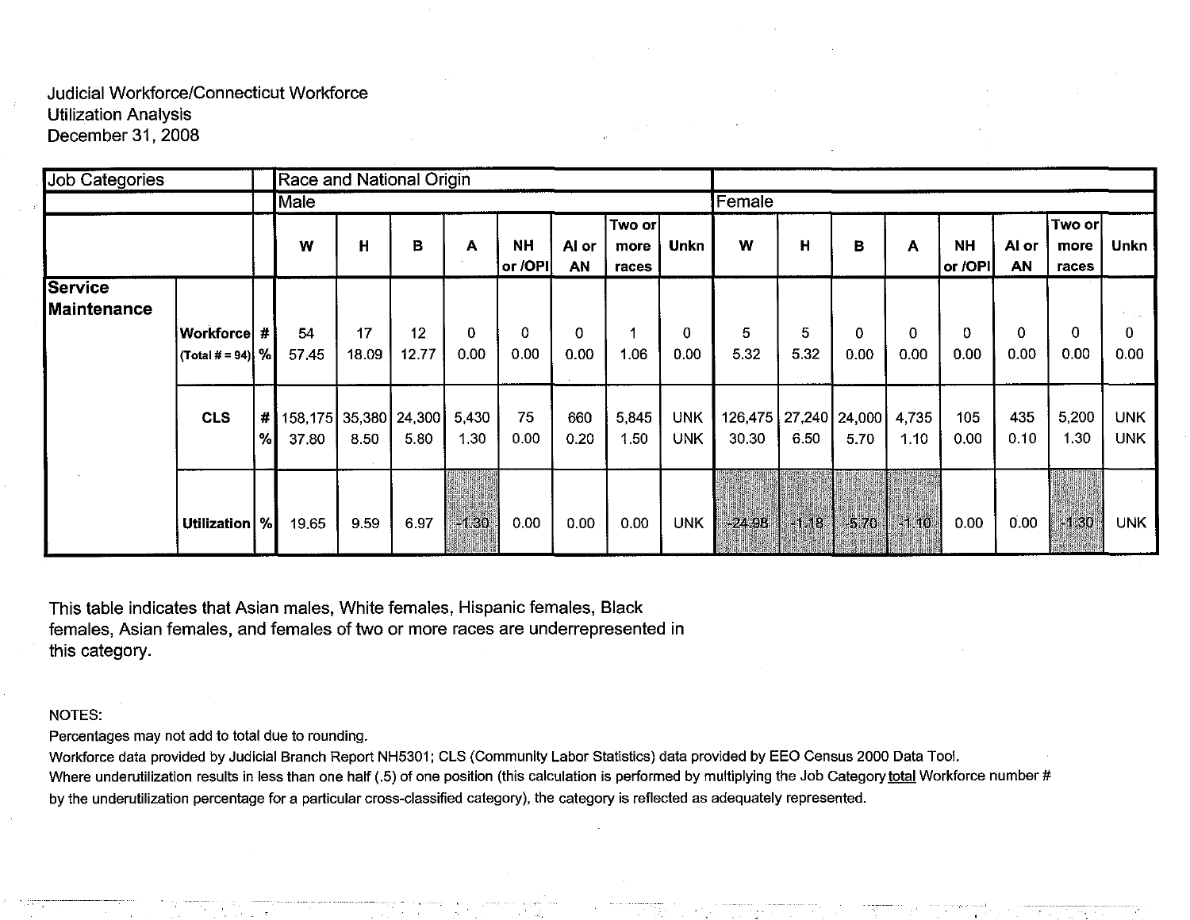Judicial Workforce/Connecticut Workforce
Utilization Analysis
December 31, 2008

| Job Categories | | | Race and National Origin | | | | | | | | | | | | | | | |
|---|---|---|---|---|---|---|---|---|---|---|---|---|---|---|---|---|---|---|
| | | | Male | | | | | | | | Female | | | | | | | |
| | | | W | H | B | A | NH or /OPI | AI or AN | Two or more races | Unkn | W | H | B | A | NH or /OPI | AI or AN | Two or more races | Unkn |
| **Service Maintenance** | | | | | | | | | | | | | | | | | | |
| | **Workforce** (Total # = 94) | # | 54 | 17 | 12 | 0 | 0 | 0 | 1 | 0 | 5 | 5 | 0 | 0 | 0 | 0 | 0 | 0 |
| | | % | 57.45 | 18.09 | 12.77 | 0.00 | 0.00 | 0.00 | 1.06 | 0.00 | 5.32 | 5.32 | 0.00 | 0.00 | 0.00 | 0.00 | 0.00 | 0.00 |
| | **CLS** | # | 158,175 | 35,380 | 24,300 | 5,430 | 75 | 660 | 5,845 | UNK | 126,475 | 27,240 | 24,000 | 4,735 | 105 | 435 | 5,200 | UNK |
| | | % | 37.80 | 8.50 | 5.80 | 1.30 | 0.00 | 0.20 | 1.50 | UNK | 30.30 | 6.50 | 5.70 | 1.10 | 0.00 | 0.10 | 1.30 | UNK |
| | **Utilization** | % | 19.65 | 9.59 | 6.97 | -1.30 | 0.00 | 0.00 | 0.00 | UNK | -24.98 | -1.18 | -5.70 | -1.10 | 0.00 | 0.00 | -1.30 | UNK |

This table indicates that Asian males, White females, Hispanic females, Black females, Asian females, and females of two or more races are underrepresented in this category.

NOTES:

Percentages may not add to total due to rounding.

Workforce data provided by Judicial Branch Report NH5301; CLS (Community Labor Statistics) data provided by EEO Census 2000 Data Tool.

Where underutilization results in less than one half (.5) of one position (this calculation is performed by multiplying the Job Category total Workforce number # by the underutilization percentage for a particular cross-classified category), the category is reflected as adequately represented.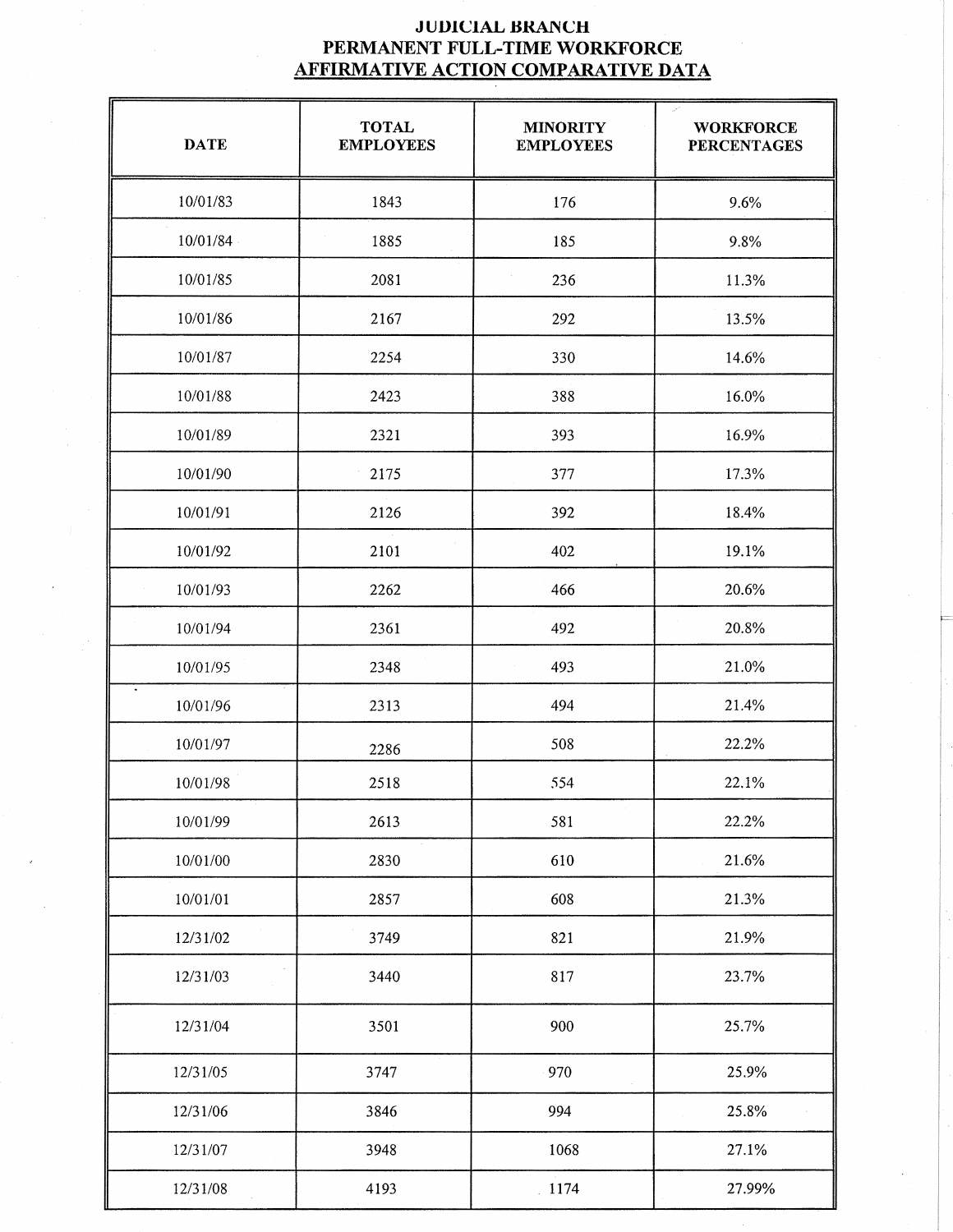# JUDICIAL BRANCH
# PERMANENT FULL-TIME WORKFORCE
# AFFIRMATIVE ACTION COMPARATIVE DATA

| DATE | TOTAL EMPLOYEES | MINORITY EMPLOYEES | WORKFORCE PERCENTAGES |
|---|---|---|---|
| 10/01/83 | 1843 | 176 | 9.6% |
| 10/01/84 | 1885 | 185 | 9.8% |
| 10/01/85 | 2081 | 236 | 11.3% |
| 10/01/86 | 2167 | 292 | 13.5% |
| 10/01/87 | 2254 | 330 | 14.6% |
| 10/01/88 | 2423 | 388 | 16.0% |
| 10/01/89 | 2321 | 393 | 16.9% |
| 10/01/90 | 2175 | 377 | 17.3% |
| 10/01/91 | 2126 | 392 | 18.4% |
| 10/01/92 | 2101 | 402 | 19.1% |
| 10/01/93 | 2262 | 466 | 20.6% |
| 10/01/94 | 2361 | 492 | 20.8% |
| 10/01/95 | 2348 | 493 | 21.0% |
| 10/01/96 | 2313 | 494 | 21.4% |
| 10/01/97 | 2286 | 508 | 22.2% |
| 10/01/98 | 2518 | 554 | 22.1% |
| 10/01/99 | 2613 | 581 | 22.2% |
| 10/01/00 | 2830 | 610 | 21.6% |
| 10/01/01 | 2857 | 608 | 21.3% |
| 12/31/02 | 3749 | 821 | 21.9% |
| 12/31/03 | 3440 | 817 | 23.7% |
| 12/31/04 | 3501 | 900 | 25.7% |
| 12/31/05 | 3747 | 970 | 25.9% |
| 12/31/06 | 3846 | 994 | 25.8% |
| 12/31/07 | 3948 | 1068 | 27.1% |
| 12/31/08 | 4193 | 1174 | 27.99% |